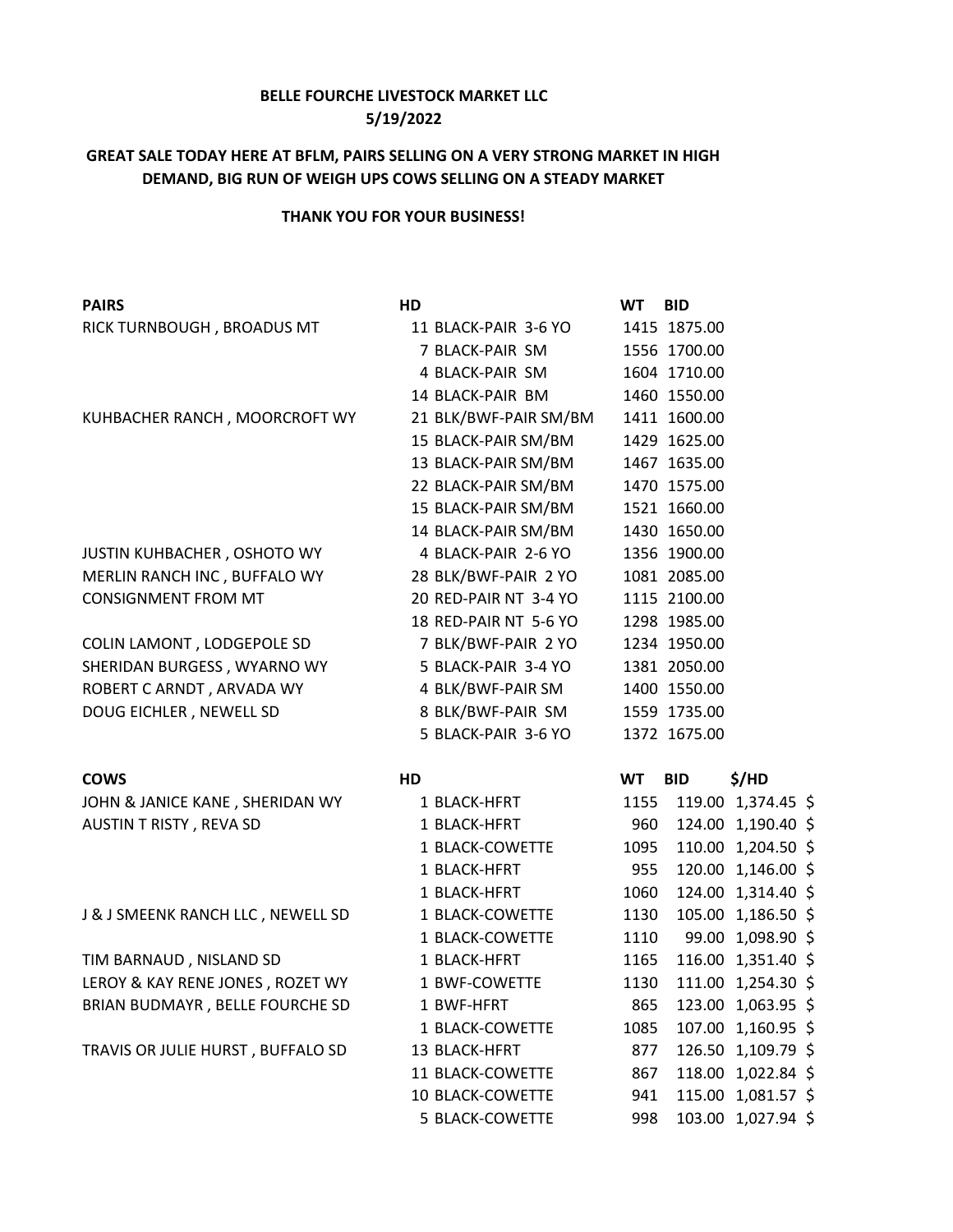**BELLE FOURCHE LIVESTOCK MARKET LLC**
**5/19/2022**

**GREAT SALE TODAY HERE AT BFLM, PAIRS SELLING ON A VERY STRONG MARKET IN HIGH DEMAND, BIG RUN OF WEIGH UPS COWS SELLING ON A STEADY MARKET**

**THANK YOU FOR YOUR BUSINESS!**

| PAIRS | HD | | WT | BID |
|---|---|---|---|---|
| RICK TURNBOUGH , BROADUS MT | 11 | BLACK-PAIR 3-6 YO | 1415 | 1875.00 |
| | 7 | BLACK-PAIR SM | 1556 | 1700.00 |
| | 4 | BLACK-PAIR SM | 1604 | 1710.00 |
| | 14 | BLACK-PAIR BM | 1460 | 1550.00 |
| KUHBACHER RANCH , MOORCROFT WY | 21 | BLK/BWF-PAIR SM/BM | 1411 | 1600.00 |
| | 15 | BLACK-PAIR SM/BM | 1429 | 1625.00 |
| | 13 | BLACK-PAIR SM/BM | 1467 | 1635.00 |
| | 22 | BLACK-PAIR SM/BM | 1470 | 1575.00 |
| | 15 | BLACK-PAIR SM/BM | 1521 | 1660.00 |
| | 14 | BLACK-PAIR SM/BM | 1430 | 1650.00 |
| JUSTIN KUHBACHER , OSHOTO WY | 4 | BLACK-PAIR 2-6 YO | 1356 | 1900.00 |
| MERLIN RANCH INC , BUFFALO WY | 28 | BLK/BWF-PAIR 2 YO | 1081 | 2085.00 |
| CONSIGNMENT FROM MT | 20 | RED-PAIR NT 3-4 YO | 1115 | 2100.00 |
| | 18 | RED-PAIR NT 5-6 YO | 1298 | 1985.00 |
| COLIN LAMONT , LODGEPOLE SD | 7 | BLK/BWF-PAIR 2 YO | 1234 | 1950.00 |
| SHERIDAN BURGESS , WYARNO WY | 5 | BLACK-PAIR 3-4 YO | 1381 | 2050.00 |
| ROBERT C ARNDT , ARVADA WY | 4 | BLK/BWF-PAIR SM | 1400 | 1550.00 |
| DOUG EICHLER , NEWELL SD | 8 | BLK/BWF-PAIR SM | 1559 | 1735.00 |
| | 5 | BLACK-PAIR 3-6 YO | 1372 | 1675.00 |

| COWS | HD | | WT | BID | $/HD |
|---|---|---|---|---|---|
| JOHN & JANICE KANE , SHERIDAN WY | 1 | BLACK-HFRT | 1155 | 119.00 | 1,374.45 $ |
| AUSTIN T RISTY , REVA SD | 1 | BLACK-HFRT | 960 | 124.00 | 1,190.40 $ |
| | 1 | BLACK-COWETTE | 1095 | 110.00 | 1,204.50 $ |
| | 1 | BLACK-HFRT | 955 | 120.00 | 1,146.00 $ |
| | 1 | BLACK-HFRT | 1060 | 124.00 | 1,314.40 $ |
| J & J SMEENK RANCH LLC , NEWELL SD | 1 | BLACK-COWETTE | 1130 | 105.00 | 1,186.50 $ |
| | 1 | BLACK-COWETTE | 1110 | 99.00 | 1,098.90 $ |
| TIM BARNAUD , NISLAND SD | 1 | BLACK-HFRT | 1165 | 116.00 | 1,351.40 $ |
| LEROY & KAY RENE JONES , ROZET WY | 1 | BWF-COWETTE | 1130 | 111.00 | 1,254.30 $ |
| BRIAN BUDMAYR , BELLE FOURCHE SD | 1 | BWF-HFRT | 865 | 123.00 | 1,063.95 $ |
| | 1 | BLACK-COWETTE | 1085 | 107.00 | 1,160.95 $ |
| TRAVIS OR JULIE HURST , BUFFALO SD | 13 | BLACK-HFRT | 877 | 126.50 | 1,109.79 $ |
| | 11 | BLACK-COWETTE | 867 | 118.00 | 1,022.84 $ |
| | 10 | BLACK-COWETTE | 941 | 115.00 | 1,081.57 $ |
| | 5 | BLACK-COWETTE | 998 | 103.00 | 1,027.94 $ |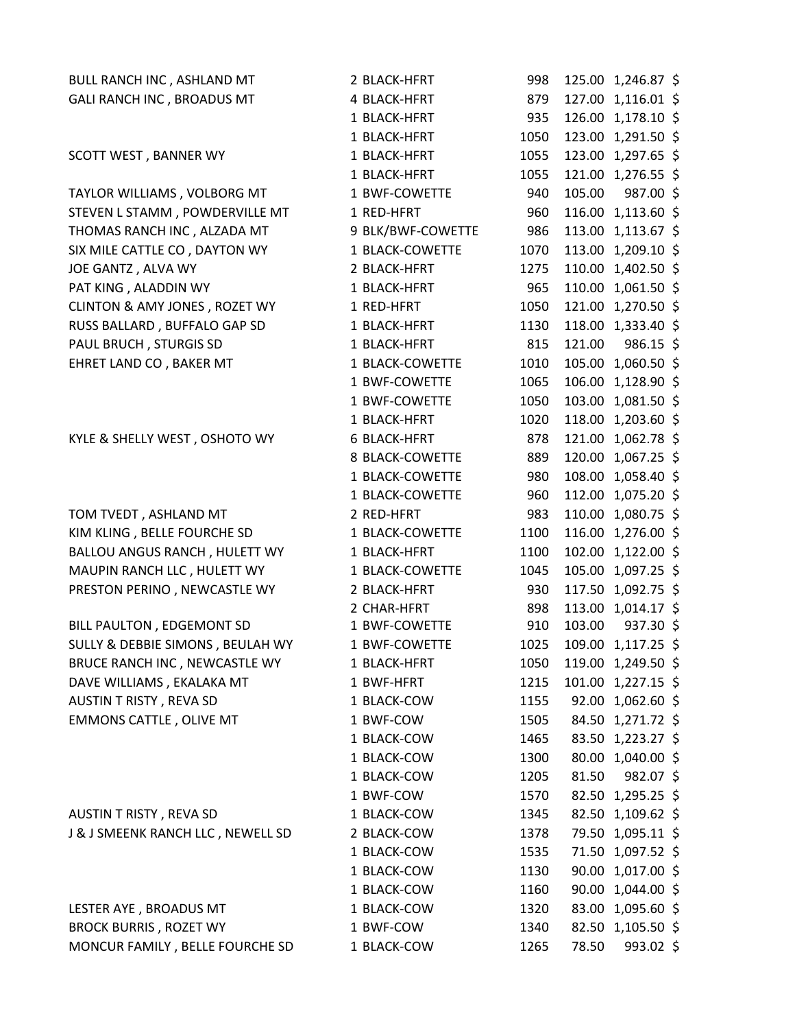| | | | | | |
|---|---|---|---|---|---|
| BULL RANCH INC , ASHLAND MT | 2 BLACK-HFRT | 998 | 125.00 | 1,246.87 | $ |
| GALI RANCH INC , BROADUS MT | 4 BLACK-HFRT | 879 | 127.00 | 1,116.01 | $ |
| | 1 BLACK-HFRT | 935 | 126.00 | 1,178.10 | $ |
| | 1 BLACK-HFRT | 1050 | 123.00 | 1,291.50 | $ |
| SCOTT WEST , BANNER WY | 1 BLACK-HFRT | 1055 | 123.00 | 1,297.65 | $ |
| | 1 BLACK-HFRT | 1055 | 121.00 | 1,276.55 | $ |
| TAYLOR WILLIAMS , VOLBORG MT | 1 BWF-COWETTE | 940 | 105.00 | 987.00 | $ |
| STEVEN L STAMM , POWDERVILLE MT | 1 RED-HFRT | 960 | 116.00 | 1,113.60 | $ |
| THOMAS RANCH INC , ALZADA MT | 9 BLK/BWF-COWETTE | 986 | 113.00 | 1,113.67 | $ |
| SIX MILE CATTLE CO , DAYTON WY | 1 BLACK-COWETTE | 1070 | 113.00 | 1,209.10 | $ |
| JOE GANTZ , ALVA WY | 2 BLACK-HFRT | 1275 | 110.00 | 1,402.50 | $ |
| PAT KING , ALADDIN WY | 1 BLACK-HFRT | 965 | 110.00 | 1,061.50 | $ |
| CLINTON & AMY JONES , ROZET WY | 1 RED-HFRT | 1050 | 121.00 | 1,270.50 | $ |
| RUSS BALLARD , BUFFALO GAP SD | 1 BLACK-HFRT | 1130 | 118.00 | 1,333.40 | $ |
| PAUL BRUCH , STURGIS SD | 1 BLACK-HFRT | 815 | 121.00 | 986.15 | $ |
| EHRET LAND CO , BAKER MT | 1 BLACK-COWETTE | 1010 | 105.00 | 1,060.50 | $ |
| | 1 BWF-COWETTE | 1065 | 106.00 | 1,128.90 | $ |
| | 1 BWF-COWETTE | 1050 | 103.00 | 1,081.50 | $ |
| | 1 BLACK-HFRT | 1020 | 118.00 | 1,203.60 | $ |
| KYLE & SHELLY WEST , OSHOTO WY | 6 BLACK-HFRT | 878 | 121.00 | 1,062.78 | $ |
| | 8 BLACK-COWETTE | 889 | 120.00 | 1,067.25 | $ |
| | 1 BLACK-COWETTE | 980 | 108.00 | 1,058.40 | $ |
| | 1 BLACK-COWETTE | 960 | 112.00 | 1,075.20 | $ |
| TOM TVEDT , ASHLAND MT | 2 RED-HFRT | 983 | 110.00 | 1,080.75 | $ |
| KIM KLING , BELLE FOURCHE SD | 1 BLACK-COWETTE | 1100 | 116.00 | 1,276.00 | $ |
| BALLOU ANGUS RANCH , HULETT WY | 1 BLACK-HFRT | 1100 | 102.00 | 1,122.00 | $ |
| MAUPIN RANCH LLC , HULETT WY | 1 BLACK-COWETTE | 1045 | 105.00 | 1,097.25 | $ |
| PRESTON PERINO , NEWCASTLE WY | 2 BLACK-HFRT | 930 | 117.50 | 1,092.75 | $ |
| | 2 CHAR-HFRT | 898 | 113.00 | 1,014.17 | $ |
| BILL PAULTON , EDGEMONT SD | 1 BWF-COWETTE | 910 | 103.00 | 937.30 | $ |
| SULLY & DEBBIE SIMONS , BEULAH WY | 1 BWF-COWETTE | 1025 | 109.00 | 1,117.25 | $ |
| BRUCE RANCH INC , NEWCASTLE WY | 1 BLACK-HFRT | 1050 | 119.00 | 1,249.50 | $ |
| DAVE WILLIAMS , EKALAKA MT | 1 BWF-HFRT | 1215 | 101.00 | 1,227.15 | $ |
| AUSTIN T RISTY , REVA SD | 1 BLACK-COW | 1155 | 92.00 | 1,062.60 | $ |
| EMMONS CATTLE , OLIVE MT | 1 BWF-COW | 1505 | 84.50 | 1,271.72 | $ |
| | 1 BLACK-COW | 1465 | 83.50 | 1,223.27 | $ |
| | 1 BLACK-COW | 1300 | 80.00 | 1,040.00 | $ |
| | 1 BLACK-COW | 1205 | 81.50 | 982.07 | $ |
| | 1 BWF-COW | 1570 | 82.50 | 1,295.25 | $ |
| AUSTIN T RISTY , REVA SD | 1 BLACK-COW | 1345 | 82.50 | 1,109.62 | $ |
| J & J SMEENK RANCH LLC , NEWELL SD | 2 BLACK-COW | 1378 | 79.50 | 1,095.11 | $ |
| | 1 BLACK-COW | 1535 | 71.50 | 1,097.52 | $ |
| | 1 BLACK-COW | 1130 | 90.00 | 1,017.00 | $ |
| | 1 BLACK-COW | 1160 | 90.00 | 1,044.00 | $ |
| LESTER AYE , BROADUS MT | 1 BLACK-COW | 1320 | 83.00 | 1,095.60 | $ |
| BROCK BURRIS , ROZET WY | 1 BWF-COW | 1340 | 82.50 | 1,105.50 | $ |
| MONCUR FAMILY , BELLE FOURCHE SD | 1 BLACK-COW | 1265 | 78.50 | 993.02 | $ |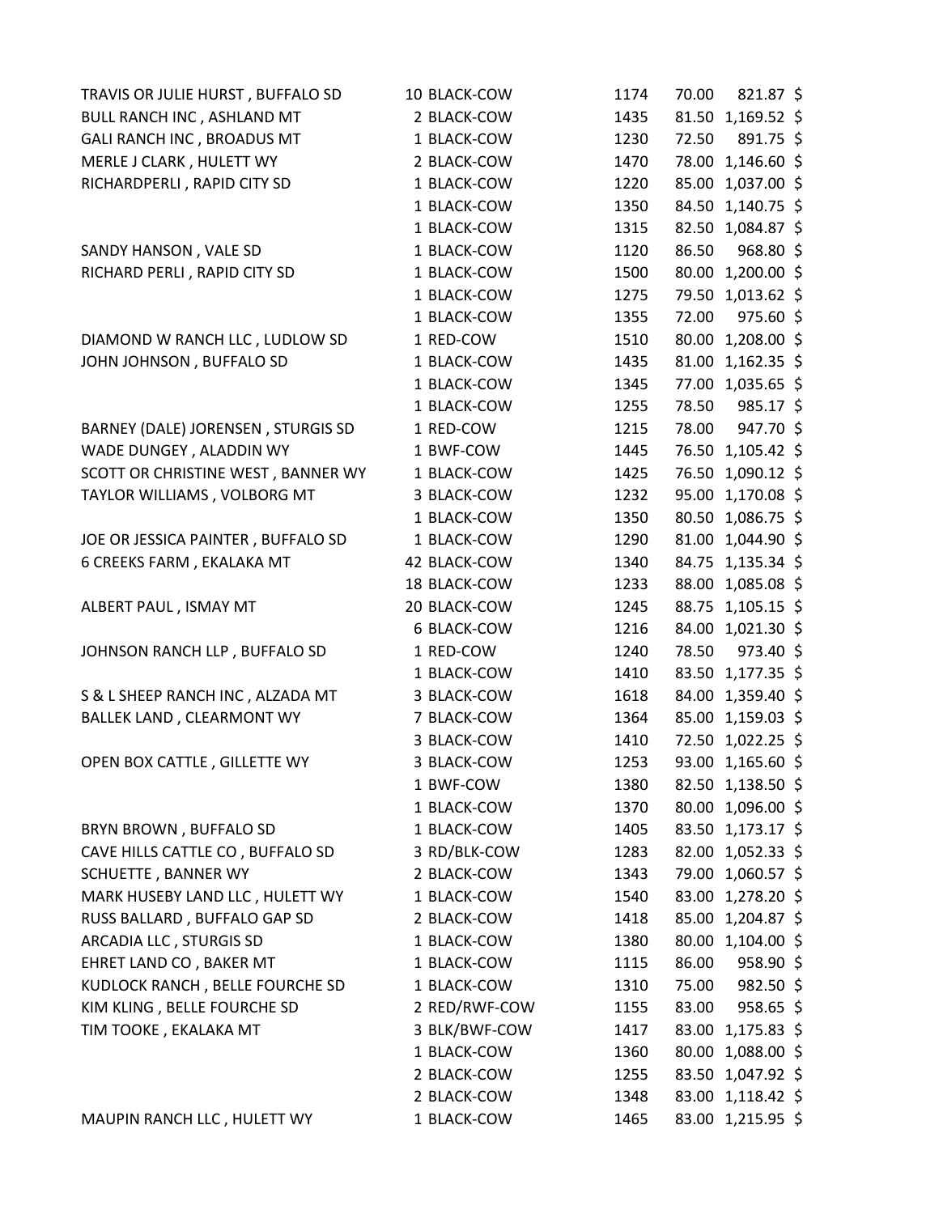| | | | | | |
|---|---|---|---|---|---|
| TRAVIS OR JULIE HURST , BUFFALO SD | 10 BLACK-COW | 1174 | 70.00 | 821.87 | $ |
| BULL RANCH INC , ASHLAND MT | 2 BLACK-COW | 1435 | 81.50 | 1,169.52 | $ |
| GALI RANCH INC , BROADUS MT | 1 BLACK-COW | 1230 | 72.50 | 891.75 | $ |
| MERLE J CLARK , HULETT WY | 2 BLACK-COW | 1470 | 78.00 | 1,146.60 | $ |
| RICHARDPERLI , RAPID CITY SD | 1 BLACK-COW | 1220 | 85.00 | 1,037.00 | $ |
| | 1 BLACK-COW | 1350 | 84.50 | 1,140.75 | $ |
| | 1 BLACK-COW | 1315 | 82.50 | 1,084.87 | $ |
| SANDY HANSON , VALE SD | 1 BLACK-COW | 1120 | 86.50 | 968.80 | $ |
| RICHARD PERLI , RAPID CITY SD | 1 BLACK-COW | 1500 | 80.00 | 1,200.00 | $ |
| | 1 BLACK-COW | 1275 | 79.50 | 1,013.62 | $ |
| | 1 BLACK-COW | 1355 | 72.00 | 975.60 | $ |
| DIAMOND W RANCH LLC , LUDLOW SD | 1 RED-COW | 1510 | 80.00 | 1,208.00 | $ |
| JOHN JOHNSON , BUFFALO SD | 1 BLACK-COW | 1435 | 81.00 | 1,162.35 | $ |
| | 1 BLACK-COW | 1345 | 77.00 | 1,035.65 | $ |
| | 1 BLACK-COW | 1255 | 78.50 | 985.17 | $ |
| BARNEY (DALE) JORENSEN , STURGIS SD | 1 RED-COW | 1215 | 78.00 | 947.70 | $ |
| WADE DUNGEY , ALADDIN WY | 1 BWF-COW | 1445 | 76.50 | 1,105.42 | $ |
| SCOTT OR CHRISTINE WEST , BANNER WY | 1 BLACK-COW | 1425 | 76.50 | 1,090.12 | $ |
| TAYLOR WILLIAMS , VOLBORG MT | 3 BLACK-COW | 1232 | 95.00 | 1,170.08 | $ |
| | 1 BLACK-COW | 1350 | 80.50 | 1,086.75 | $ |
| JOE OR JESSICA PAINTER , BUFFALO SD | 1 BLACK-COW | 1290 | 81.00 | 1,044.90 | $ |
| 6 CREEKS FARM , EKALAKA MT | 42 BLACK-COW | 1340 | 84.75 | 1,135.34 | $ |
| | 18 BLACK-COW | 1233 | 88.00 | 1,085.08 | $ |
| ALBERT PAUL , ISMAY MT | 20 BLACK-COW | 1245 | 88.75 | 1,105.15 | $ |
| | 6 BLACK-COW | 1216 | 84.00 | 1,021.30 | $ |
| JOHNSON RANCH LLP , BUFFALO SD | 1 RED-COW | 1240 | 78.50 | 973.40 | $ |
| | 1 BLACK-COW | 1410 | 83.50 | 1,177.35 | $ |
| S & L SHEEP RANCH INC , ALZADA MT | 3 BLACK-COW | 1618 | 84.00 | 1,359.40 | $ |
| BALLEK LAND , CLEARMONT WY | 7 BLACK-COW | 1364 | 85.00 | 1,159.03 | $ |
| | 3 BLACK-COW | 1410 | 72.50 | 1,022.25 | $ |
| OPEN BOX CATTLE , GILLETTE WY | 3 BLACK-COW | 1253 | 93.00 | 1,165.60 | $ |
| | 1 BWF-COW | 1380 | 82.50 | 1,138.50 | $ |
| | 1 BLACK-COW | 1370 | 80.00 | 1,096.00 | $ |
| BRYN BROWN , BUFFALO SD | 1 BLACK-COW | 1405 | 83.50 | 1,173.17 | $ |
| CAVE HILLS CATTLE CO , BUFFALO SD | 3 RD/BLK-COW | 1283 | 82.00 | 1,052.33 | $ |
| SCHUETTE , BANNER WY | 2 BLACK-COW | 1343 | 79.00 | 1,060.57 | $ |
| MARK HUSEBY LAND LLC , HULETT WY | 1 BLACK-COW | 1540 | 83.00 | 1,278.20 | $ |
| RUSS BALLARD , BUFFALO GAP SD | 2 BLACK-COW | 1418 | 85.00 | 1,204.87 | $ |
| ARCADIA LLC , STURGIS SD | 1 BLACK-COW | 1380 | 80.00 | 1,104.00 | $ |
| EHRET LAND CO , BAKER MT | 1 BLACK-COW | 1115 | 86.00 | 958.90 | $ |
| KUDLOCK RANCH , BELLE FOURCHE SD | 1 BLACK-COW | 1310 | 75.00 | 982.50 | $ |
| KIM KLING , BELLE FOURCHE SD | 2 RED/RWF-COW | 1155 | 83.00 | 958.65 | $ |
| TIM TOOKE , EKALAKA MT | 3 BLK/BWF-COW | 1417 | 83.00 | 1,175.83 | $ |
| | 1 BLACK-COW | 1360 | 80.00 | 1,088.00 | $ |
| | 2 BLACK-COW | 1255 | 83.50 | 1,047.92 | $ |
| | 2 BLACK-COW | 1348 | 83.00 | 1,118.42 | $ |
| MAUPIN RANCH LLC , HULETT WY | 1 BLACK-COW | 1465 | 83.00 | 1,215.95 | $ |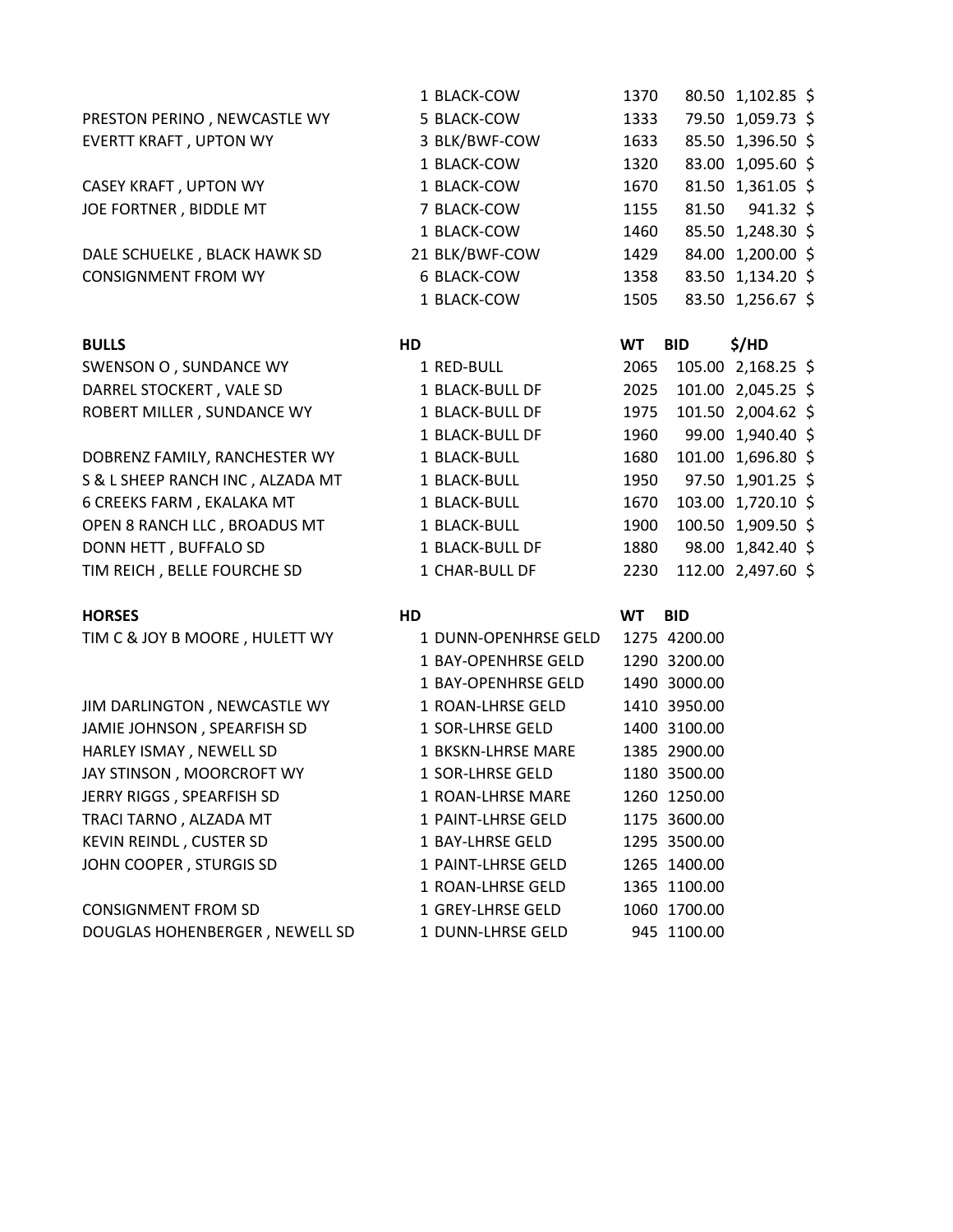| | | | | | | |
|---|---|---|---|---|---|---|
| | 1 | BLACK-COW | 1370 | 80.50 | 1,102.85 | $ |
| PRESTON PERINO , NEWCASTLE WY | 5 | BLACK-COW | 1333 | 79.50 | 1,059.73 | $ |
| EVERTT KRAFT , UPTON WY | 3 | BLK/BWF-COW | 1633 | 85.50 | 1,396.50 | $ |
| | 1 | BLACK-COW | 1320 | 83.00 | 1,095.60 | $ |
| CASEY KRAFT , UPTON WY | 1 | BLACK-COW | 1670 | 81.50 | 1,361.05 | $ |
| JOE FORTNER , BIDDLE MT | 7 | BLACK-COW | 1155 | 81.50 | 941.32 | $ |
| | 1 | BLACK-COW | 1460 | 85.50 | 1,248.30 | $ |
| DALE SCHUELKE , BLACK HAWK SD | 21 | BLK/BWF-COW | 1429 | 84.00 | 1,200.00 | $ |
| CONSIGNMENT FROM WY | 6 | BLACK-COW | 1358 | 83.50 | 1,134.20 | $ |
| | 1 | BLACK-COW | 1505 | 83.50 | 1,256.67 | $ |

| **BULLS** | **HD** | | **WT** | **BID** | **$/HD** | |
|---|---|---|---|---|---|---|
| SWENSON O , SUNDANCE WY | 1 | RED-BULL | 2065 | 105.00 | 2,168.25 | $ |
| DARREL STOCKERT , VALE SD | 1 | BLACK-BULL DF | 2025 | 101.00 | 2,045.25 | $ |
| ROBERT MILLER , SUNDANCE WY | 1 | BLACK-BULL DF | 1975 | 101.50 | 2,004.62 | $ |
| | 1 | BLACK-BULL DF | 1960 | 99.00 | 1,940.40 | $ |
| DOBRENZ FAMILY, RANCHESTER WY | 1 | BLACK-BULL | 1680 | 101.00 | 1,696.80 | $ |
| S & L SHEEP RANCH INC , ALZADA MT | 1 | BLACK-BULL | 1950 | 97.50 | 1,901.25 | $ |
| 6 CREEKS FARM , EKALAKA MT | 1 | BLACK-BULL | 1670 | 103.00 | 1,720.10 | $ |
| OPEN 8 RANCH LLC , BROADUS MT | 1 | BLACK-BULL | 1900 | 100.50 | 1,909.50 | $ |
| DONN HETT , BUFFALO SD | 1 | BLACK-BULL DF | 1880 | 98.00 | 1,842.40 | $ |
| TIM REICH , BELLE FOURCHE SD | 1 | CHAR-BULL DF | 2230 | 112.00 | 2,497.60 | $ |

| **HORSES** | **HD** | | **WT** | **BID** |
|---|---|---|---|---|
| TIM C & JOY B MOORE , HULETT WY | 1 | DUNN-OPENHRSE GELD | 1275 | 4200.00 |
| | 1 | BAY-OPENHRSE GELD | 1290 | 3200.00 |
| | 1 | BAY-OPENHRSE GELD | 1490 | 3000.00 |
| JIM DARLINGTON , NEWCASTLE WY | 1 | ROAN-LHRSE GELD | 1410 | 3950.00 |
| JAMIE JOHNSON , SPEARFISH SD | 1 | SOR-LHRSE GELD | 1400 | 3100.00 |
| HARLEY ISMAY , NEWELL SD | 1 | BKSKN-LHRSE MARE | 1385 | 2900.00 |
| JAY STINSON , MOORCROFT WY | 1 | SOR-LHRSE GELD | 1180 | 3500.00 |
| JERRY RIGGS , SPEARFISH SD | 1 | ROAN-LHRSE MARE | 1260 | 1250.00 |
| TRACI TARNO , ALZADA MT | 1 | PAINT-LHRSE GELD | 1175 | 3600.00 |
| KEVIN REINDL , CUSTER SD | 1 | BAY-LHRSE GELD | 1295 | 3500.00 |
| JOHN COOPER , STURGIS SD | 1 | PAINT-LHRSE GELD | 1265 | 1400.00 |
| | 1 | ROAN-LHRSE GELD | 1365 | 1100.00 |
| CONSIGNMENT FROM SD | 1 | GREY-LHRSE GELD | 1060 | 1700.00 |
| DOUGLAS HOHENBERGER , NEWELL SD | 1 | DUNN-LHRSE GELD | 945 | 1100.00 |